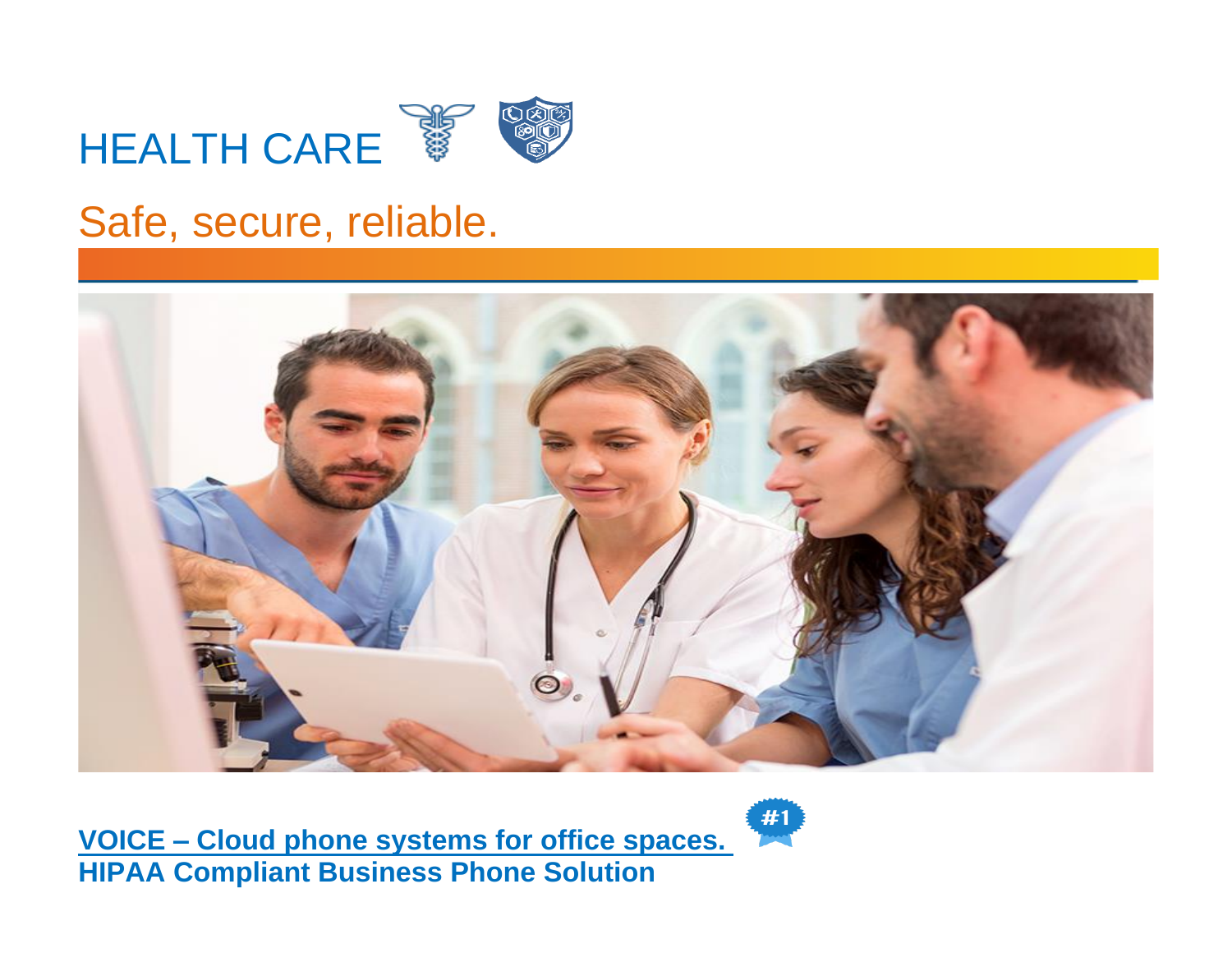# HEALTH CARE

## Safe, secure, reliable.

**VOICE – Cloud phone systems for office spaces.**
**HIPAA Compliant Business Phone Solution**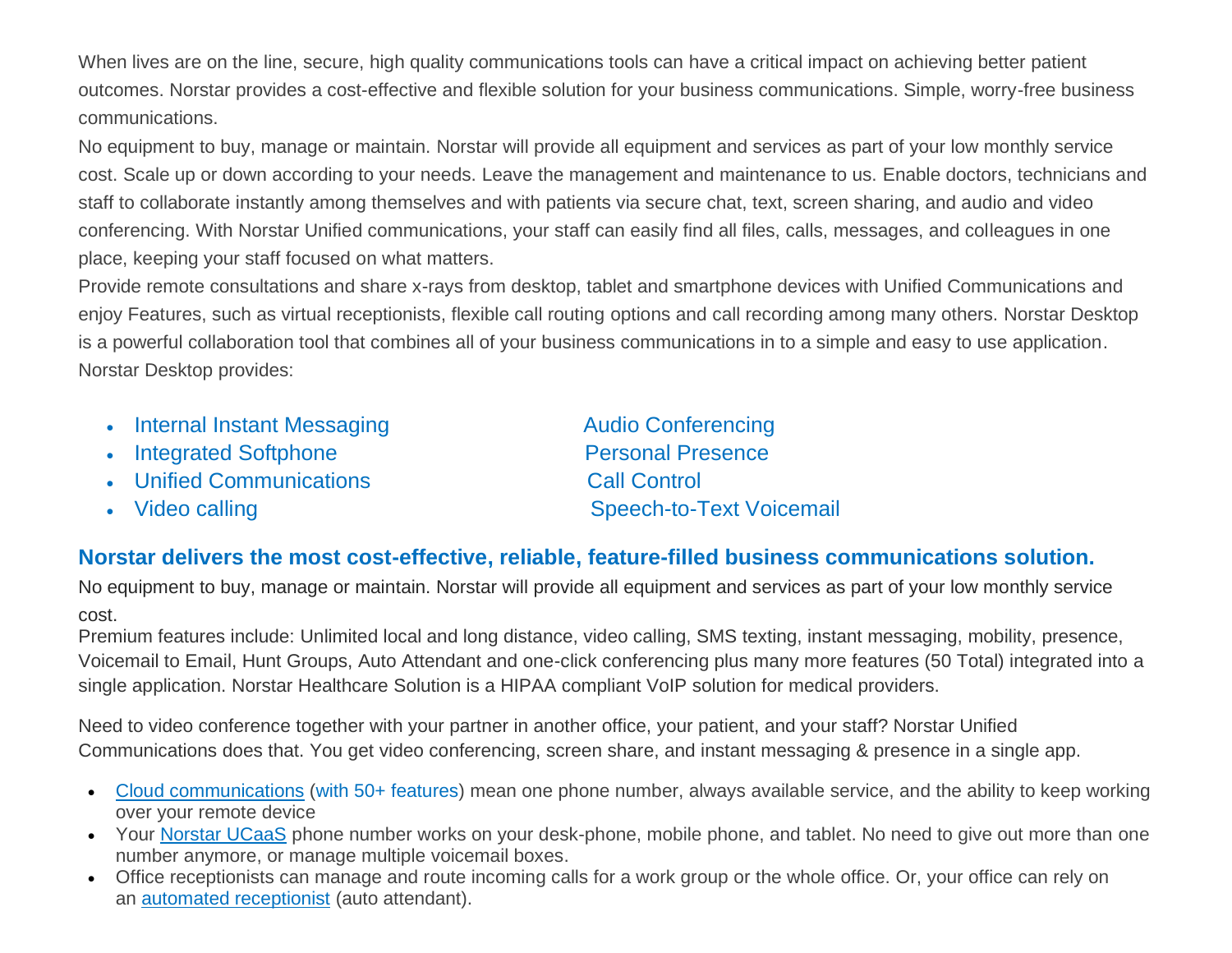When lives are on the line, secure, high quality communications tools can have a critical impact on achieving better patient outcomes. Norstar provides a cost-effective and flexible solution for your business communications. Simple, worry-free business communications.

No equipment to buy, manage or maintain. Norstar will provide all equipment and services as part of your low monthly service cost. Scale up or down according to your needs. Leave the management and maintenance to us. Enable doctors, technicians and staff to collaborate instantly among themselves and with patients via secure chat, text, screen sharing, and audio and video conferencing. With Norstar Unified communications, your staff can easily find all files, calls, messages, and colleagues in one place, keeping your staff focused on what matters.

Provide remote consultations and share x-rays from desktop, tablet and smartphone devices with Unified Communications and enjoy Features, such as virtual receptionists, flexible call routing options and call recording among many others. Norstar Desktop is a powerful collaboration tool that combines all of your business communications in to a simple and easy to use application. Norstar Desktop provides:

- Internal Instant Messaging
- Integrated Softphone
- Unified Communications
- Video calling
- Audio Conferencing
- Personal Presence
- Call Control
- Speech-to-Text Voicemail

## Norstar delivers the most cost-effective, reliable, feature-filled business communications solution.

No equipment to buy, manage or maintain. Norstar will provide all equipment and services as part of your low monthly service cost.

Premium features include: Unlimited local and long distance, video calling, SMS texting, instant messaging, mobility, presence, Voicemail to Email, Hunt Groups, Auto Attendant and one-click conferencing plus many more features (50 Total) integrated into a single application. Norstar Healthcare Solution is a HIPAA compliant VoIP solution for medical providers.

Need to video conference together with your partner in another office, your patient, and your staff? Norstar Unified Communications does that. You get video conferencing, screen share, and instant messaging & presence in a single app.

- Cloud communications (with 50+ features) mean one phone number, always available service, and the ability to keep working over your remote device
- Your Norstar UCaaS phone number works on your desk-phone, mobile phone, and tablet. No need to give out more than one number anymore, or manage multiple voicemail boxes.
- Office receptionists can manage and route incoming calls for a work group or the whole office. Or, your office can rely on an automated receptionist (auto attendant).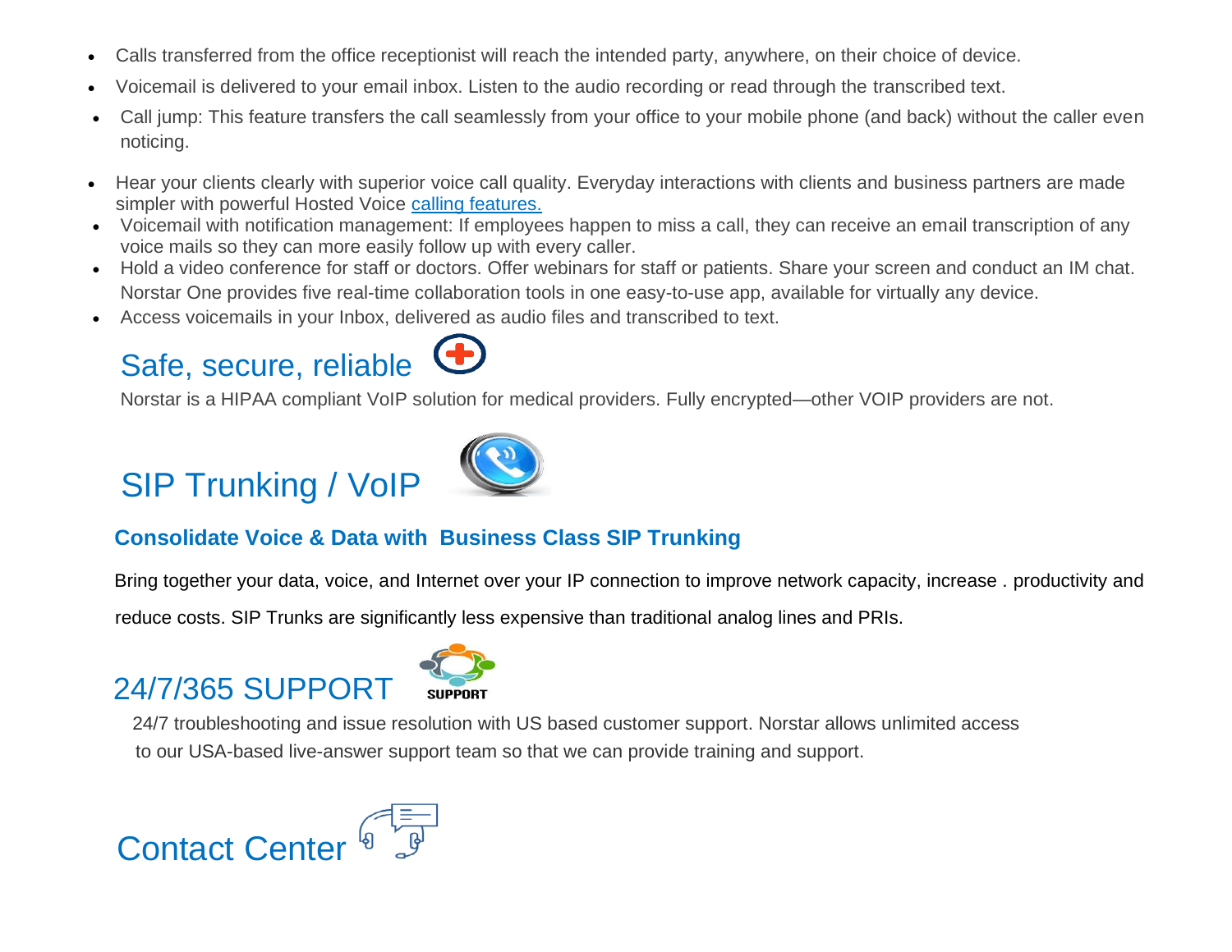- Calls transferred from the office receptionist will reach the intended party, anywhere, on their choice of device.
- Voicemail is delivered to your email inbox. Listen to the audio recording or read through the transcribed text.
- Call jump: This feature transfers the call seamlessly from your office to your mobile phone (and back) without the caller even noticing.
- Hear your clients clearly with superior voice call quality. Everyday interactions with clients and business partners are made simpler with powerful Hosted Voice [calling features.]
- Voicemail with notification management: If employees happen to miss a call, they can receive an email transcription of any voice mails so they can more easily follow up with every caller.
- Hold a video conference for staff or doctors. Offer webinars for staff or patients. Share your screen and conduct an IM chat. Norstar One provides five real-time collaboration tools in one easy-to-use app, available for virtually any device.
- Access voicemails in your Inbox, delivered as audio files and transcribed to text.

## Safe, secure, reliable

Norstar is a HIPAA compliant VoIP solution for medical providers. Fully encrypted—other VOIP providers are not.

## SIP Trunking / VoIP

### Consolidate Voice & Data with Business Class SIP Trunking

Bring together your data, voice, and Internet over your IP connection to improve network capacity, increase . productivity and reduce costs. SIP Trunks are significantly less expensive than traditional analog lines and PRIs.

## 24/7/365 SUPPORT

24/7 troubleshooting and issue resolution with US based customer support. Norstar allows unlimited access to our USA-based live-answer support team so that we can provide training and support.

## Contact Center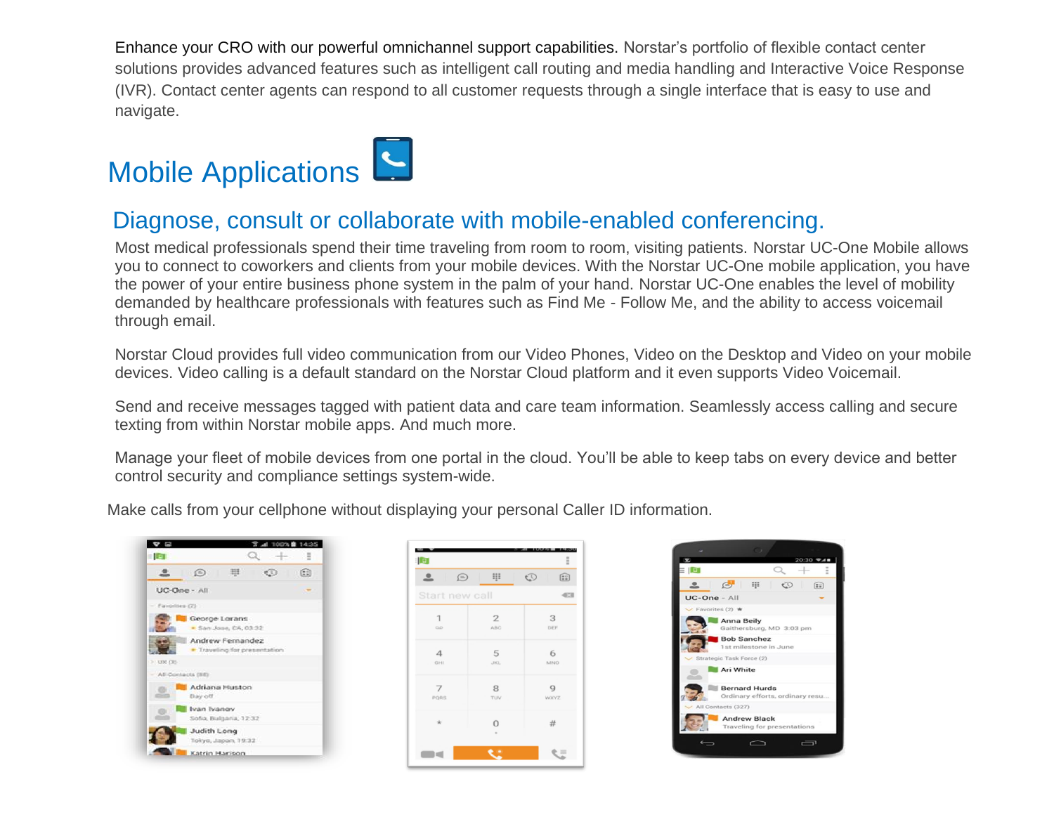Enhance your CRO with our powerful omnichannel support capabilities. Norstar's portfolio of flexible contact center solutions provides advanced features such as intelligent call routing and media handling and Interactive Voice Response (IVR). Contact center agents can respond to all customer requests through a single interface that is easy to use and navigate.

# Mobile Applications

## Diagnose, consult or collaborate with mobile-enabled conferencing.

Most medical professionals spend their time traveling from room to room, visiting patients. Norstar UC-One Mobile allows you to connect to coworkers and clients from your mobile devices. With the Norstar UC-One mobile application, you have the power of your entire business phone system in the palm of your hand. Norstar UC-One enables the level of mobility demanded by healthcare professionals with features such as Find Me - Follow Me, and the ability to access voicemail through email.

Norstar Cloud provides full video communication from our Video Phones, Video on the Desktop and Video on your mobile devices. Video calling is a default standard on the Norstar Cloud platform and it even supports Video Voicemail.

Send and receive messages tagged with patient data and care team information. Seamlessly access calling and secure texting from within Norstar mobile apps. And much more.

Manage your fleet of mobile devices from one portal in the cloud. You'll be able to keep tabs on every device and better control security and compliance settings system-wide.

Make calls from your cellphone without displaying your personal Caller ID information.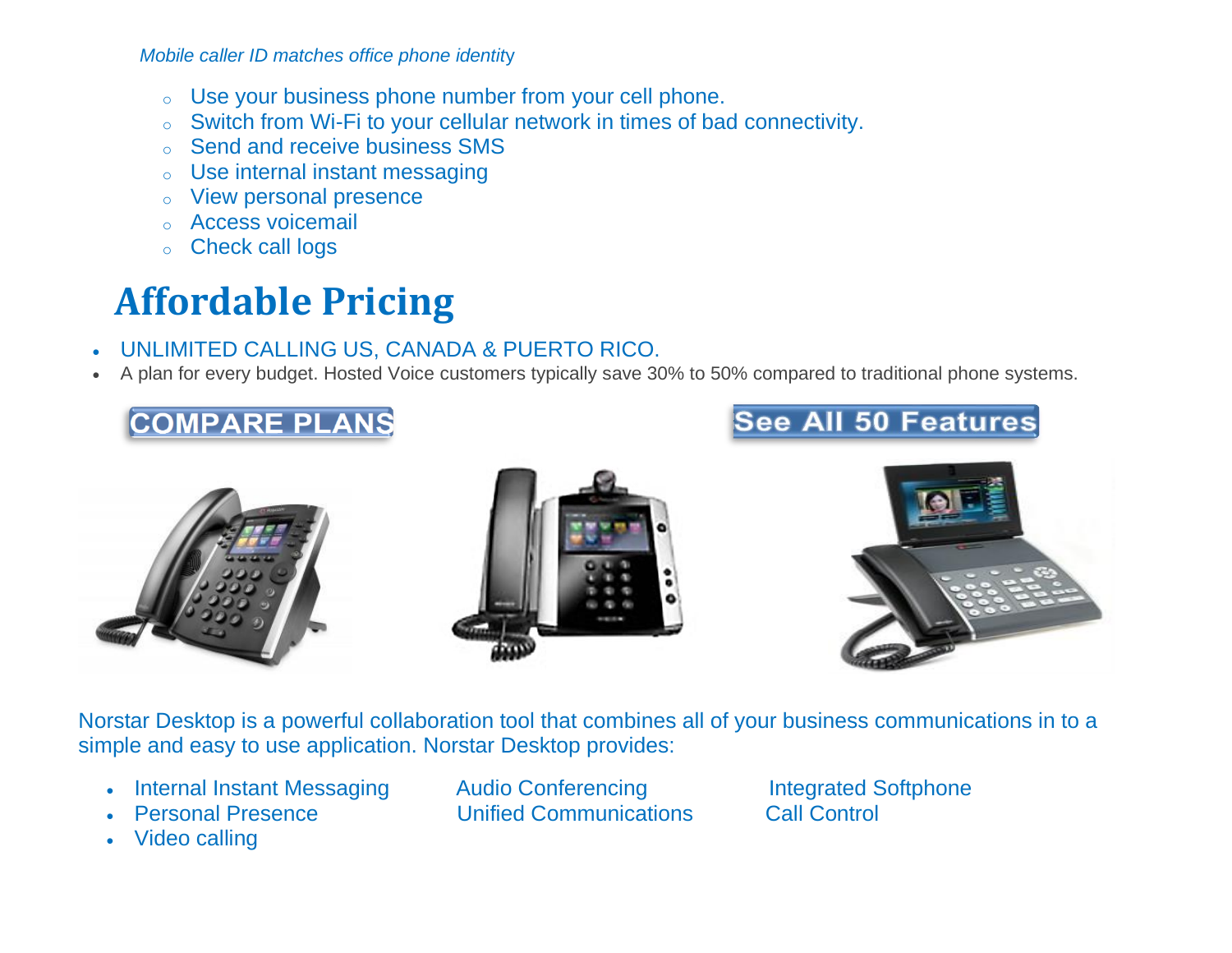*Mobile caller ID matches office phone identity*

- Use your business phone number from your cell phone.
- Switch from Wi-Fi to your cellular network in times of bad connectivity.
- Send and receive business SMS
- Use internal instant messaging
- View personal presence
- Access voicemail
- Check call logs

## Affordable Pricing

- UNLIMITED CALLING US, CANADA & PUERTO RICO.
- A plan for every budget. Hosted Voice customers typically save 30% to 50% compared to traditional phone systems.

COMPARE PLANS

See All 50 Features

Norstar Desktop is a powerful collaboration tool that combines all of your business communications in to a simple and easy to use application. Norstar Desktop provides:

- Internal Instant Messaging
- Personal Presence
- Video calling
- Audio Conferencing
- Unified Communications
- Integrated Softphone
- Call Control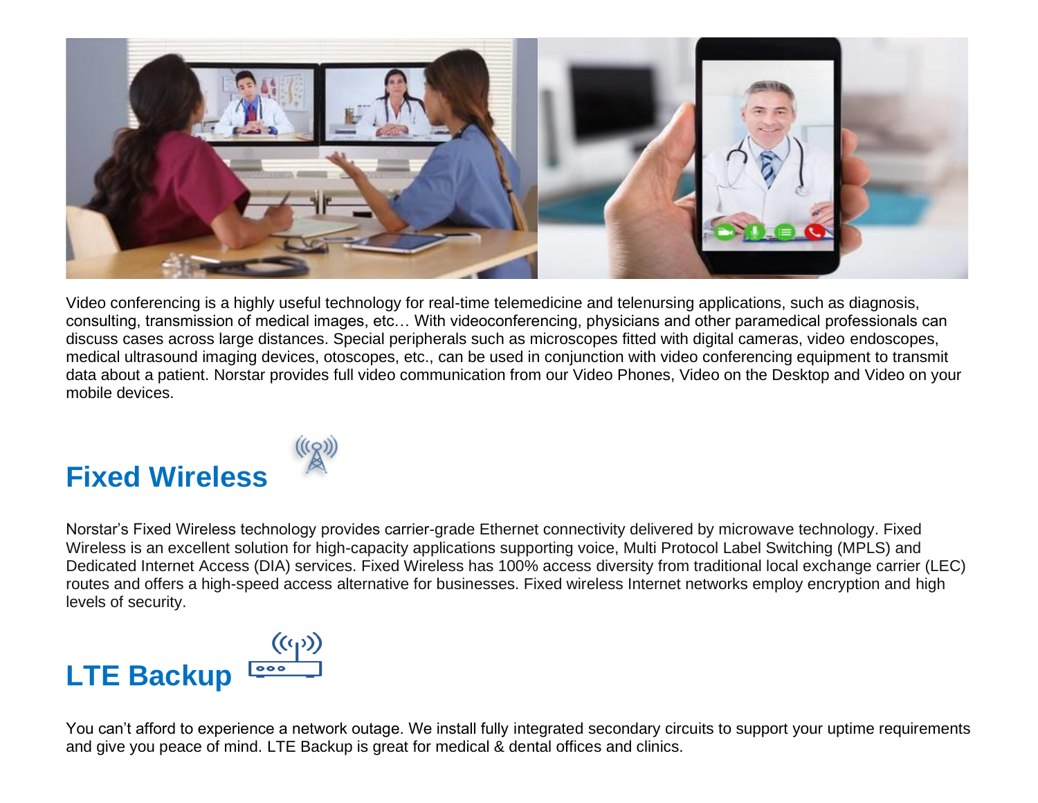Video conferencing is a highly useful technology for real-time telemedicine and telenursing applications, such as diagnosis, consulting, transmission of medical images, etc… With videoconferencing, physicians and other paramedical professionals can discuss cases across large distances. Special peripherals such as microscopes fitted with digital cameras, video endoscopes, medical ultrasound imaging devices, otoscopes, etc., can be used in conjunction with video conferencing equipment to transmit data about a patient. Norstar provides full video communication from our Video Phones, Video on the Desktop and Video on your mobile devices.

## Fixed Wireless

Norstar's Fixed Wireless technology provides carrier-grade Ethernet connectivity delivered by microwave technology. Fixed Wireless is an excellent solution for high-capacity applications supporting voice, Multi Protocol Label Switching (MPLS) and Dedicated Internet Access (DIA) services. Fixed Wireless has 100% access diversity from traditional local exchange carrier (LEC) routes and offers a high-speed access alternative for businesses. Fixed wireless Internet networks employ encryption and high levels of security.

## LTE Backup

You can't afford to experience a network outage. We install fully integrated secondary circuits to support your uptime requirements and give you peace of mind. LTE Backup is great for medical & dental offices and clinics.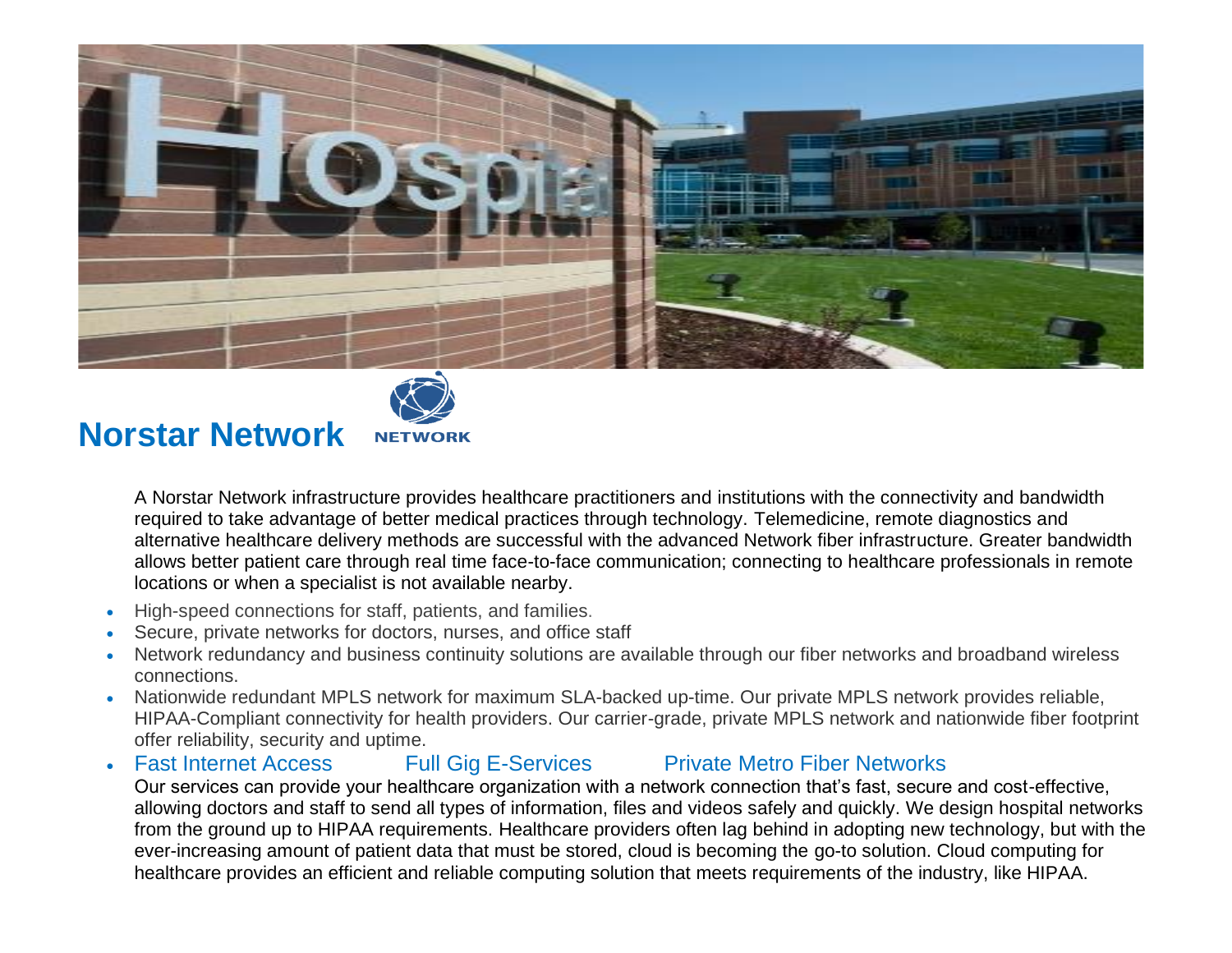## Norstar Network

NETWORK

A Norstar Network infrastructure provides healthcare practitioners and institutions with the connectivity and bandwidth required to take advantage of better medical practices through technology. Telemedicine, remote diagnostics and alternative healthcare delivery methods are successful with the advanced Network fiber infrastructure. Greater bandwidth allows better patient care through real time face-to-face communication; connecting to healthcare professionals in remote locations or when a specialist is not available nearby.

- High-speed connections for staff, patients, and families.
- Secure, private networks for doctors, nurses, and office staff
- Network redundancy and business continuity solutions are available through our fiber networks and broadband wireless connections.
- Nationwide redundant MPLS network for maximum SLA-backed up-time. Our private MPLS network provides reliable, HIPAA-Compliant connectivity for health providers. Our carrier-grade, private MPLS network and nationwide fiber footprint offer reliability, security and uptime.
- Fast Internet Access Full Gig E-Services Private Metro Fiber Networks

Our services can provide your healthcare organization with a network connection that's fast, secure and cost-effective, allowing doctors and staff to send all types of information, files and videos safely and quickly. We design hospital networks from the ground up to HIPAA requirements. Healthcare providers often lag behind in adopting new technology, but with the ever-increasing amount of patient data that must be stored, cloud is becoming the go-to solution. Cloud computing for healthcare provides an efficient and reliable computing solution that meets requirements of the industry, like HIPAA.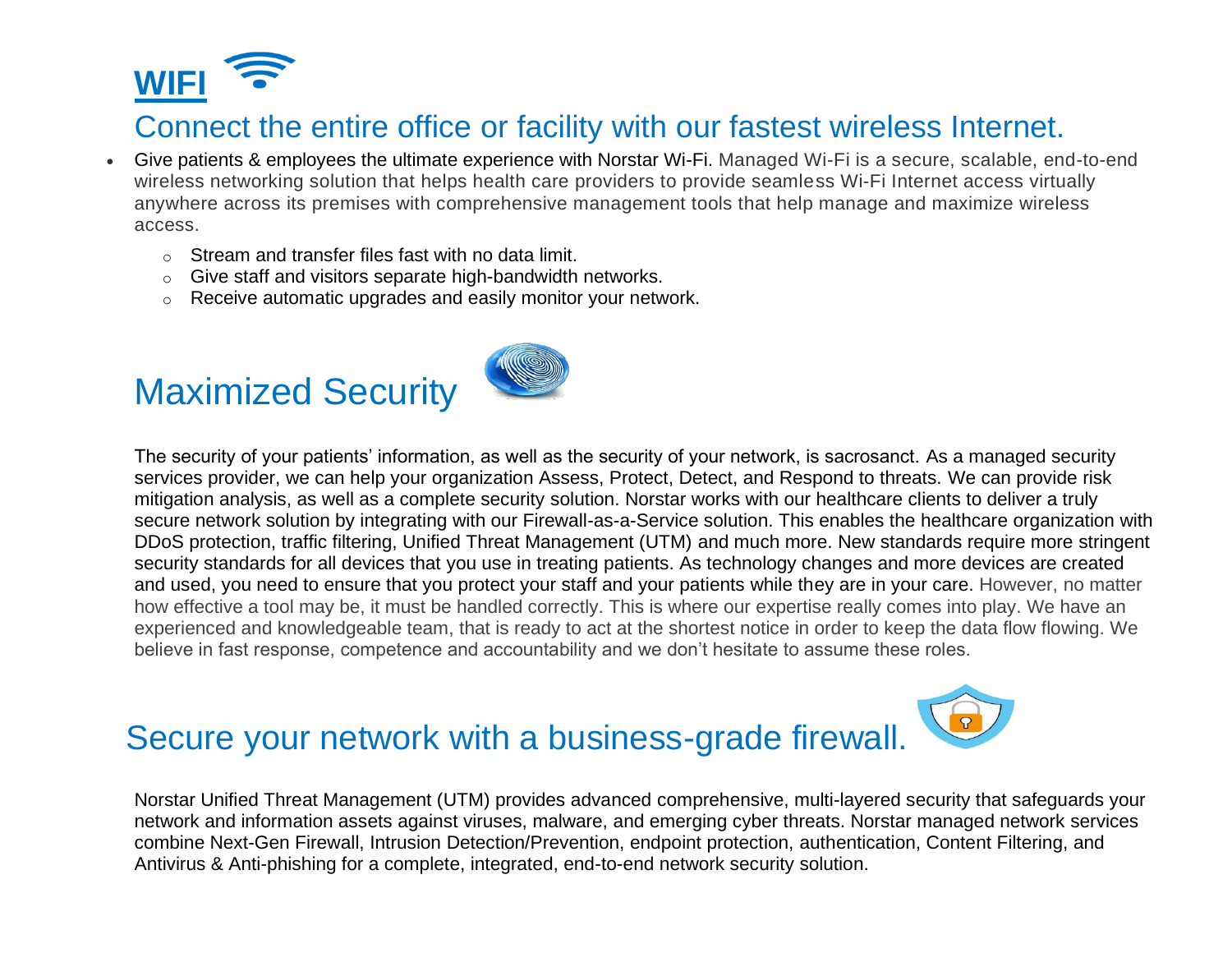# WIFI

## Connect the entire office or facility with our fastest wireless Internet.

- Give patients & employees the ultimate experience with Norstar Wi-Fi. Managed Wi-Fi is a secure, scalable, end-to-end wireless networking solution that helps health care providers to provide seamless Wi-Fi Internet access virtually anywhere across its premises with comprehensive management tools that help manage and maximize wireless access.
  - Stream and transfer files fast with no data limit.
  - Give staff and visitors separate high-bandwidth networks.
  - Receive automatic upgrades and easily monitor your network.

## Maximized Security

The security of your patients' information, as well as the security of your network, is sacrosanct. As a managed security services provider, we can help your organization Assess, Protect, Detect, and Respond to threats. We can provide risk mitigation analysis, as well as a complete security solution. Norstar works with our healthcare clients to deliver a truly secure network solution by integrating with our Firewall-as-a-Service solution. This enables the healthcare organization with DDoS protection, traffic filtering, Unified Threat Management (UTM) and much more. New standards require more stringent security standards for all devices that you use in treating patients. As technology changes and more devices are created and used, you need to ensure that you protect your staff and your patients while they are in your care. However, no matter how effective a tool may be, it must be handled correctly. This is where our expertise really comes into play. We have an experienced and knowledgeable team, that is ready to act at the shortest notice in order to keep the data flow flowing. We believe in fast response, competence and accountability and we don't hesitate to assume these roles.

## Secure your network with a business-grade firewall.

Norstar Unified Threat Management (UTM) provides advanced comprehensive, multi-layered security that safeguards your network and information assets against viruses, malware, and emerging cyber threats. Norstar managed network services combine Next-Gen Firewall, Intrusion Detection/Prevention, endpoint protection, authentication, Content Filtering, and Antivirus & Anti-phishing for a complete, integrated, end-to-end network security solution.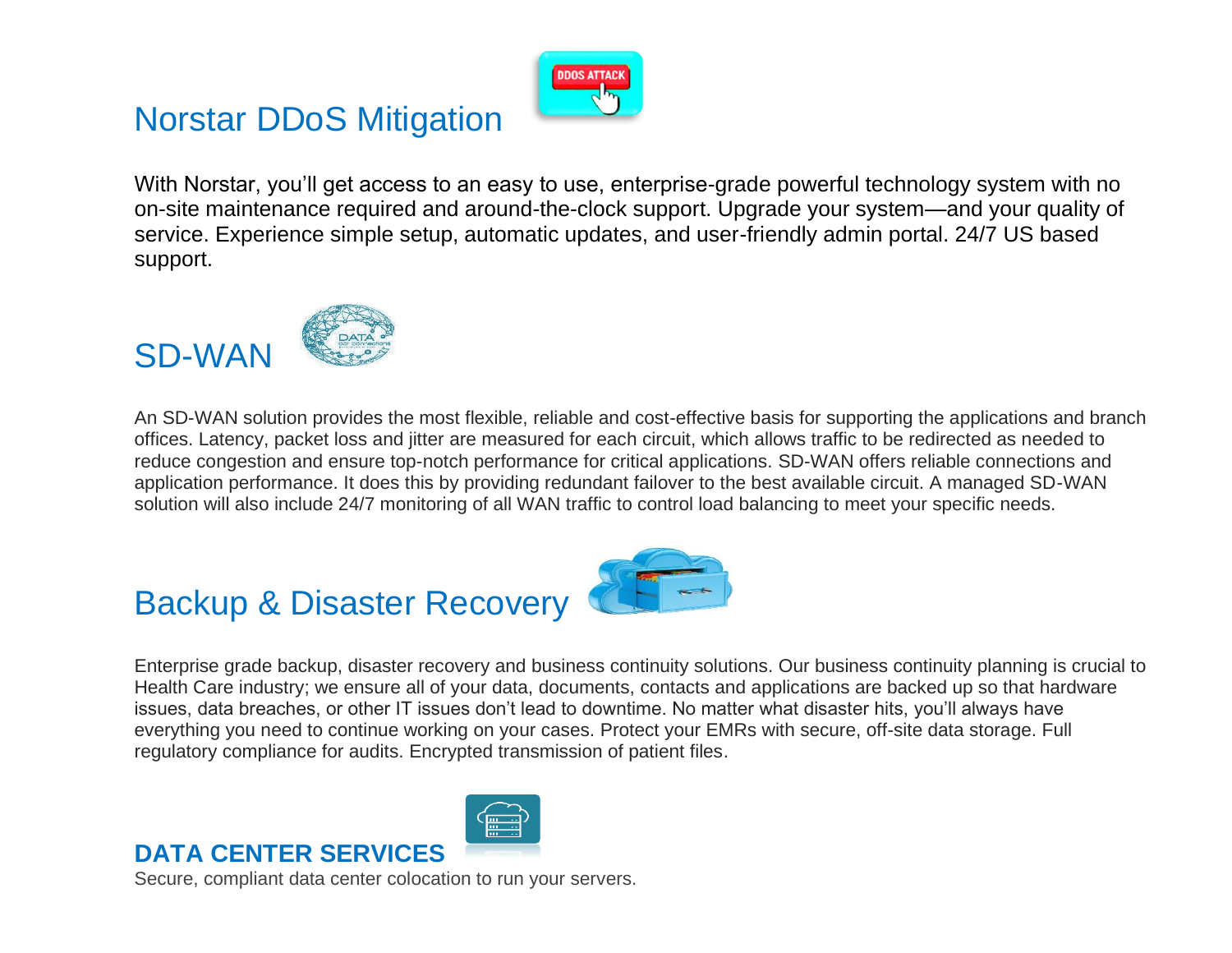## Norstar DDoS Mitigation

With Norstar, you'll get access to an easy to use, enterprise-grade powerful technology system with no on-site maintenance required and around-the-clock support. Upgrade your system—and your quality of service. Experience simple setup, automatic updates, and user-friendly admin portal. 24/7 US based support.

## SD-WAN

An SD-WAN solution provides the most flexible, reliable and cost-effective basis for supporting the applications and branch offices. Latency, packet loss and jitter are measured for each circuit, which allows traffic to be redirected as needed to reduce congestion and ensure top-notch performance for critical applications. SD-WAN offers reliable connections and application performance. It does this by providing redundant failover to the best available circuit. A managed SD-WAN solution will also include 24/7 monitoring of all WAN traffic to control load balancing to meet your specific needs.

## Backup & Disaster Recovery

Enterprise grade backup, disaster recovery and business continuity solutions. Our business continuity planning is crucial to Health Care industry; we ensure all of your data, documents, contacts and applications are backed up so that hardware issues, data breaches, or other IT issues don't lead to downtime. No matter what disaster hits, you'll always have everything you need to continue working on your cases. Protect your EMRs with secure, off-site data storage. Full regulatory compliance for audits. Encrypted transmission of patient files.

### DATA CENTER SERVICES

Secure, compliant data center colocation to run your servers.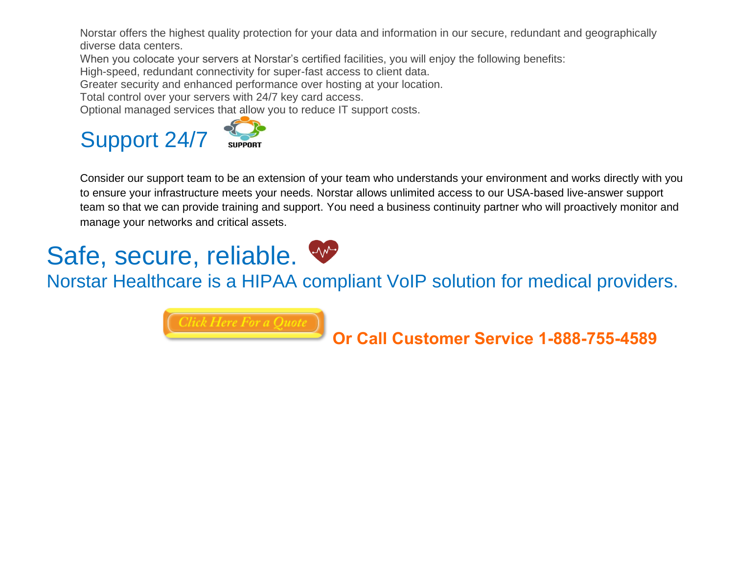Norstar offers the highest quality protection for your data and information in our secure, redundant and geographically diverse data centers.

When you colocate your servers at Norstar's certified facilities, you will enjoy the following benefits:

High-speed, redundant connectivity for super-fast access to client data.

Greater security and enhanced performance over hosting at your location.

Total control over your servers with 24/7 key card access.

Optional managed services that allow you to reduce IT support costs.

## Support 24/7

Consider our support team to be an extension of your team who understands your environment and works directly with you to ensure your infrastructure meets your needs. Norstar allows unlimited access to our USA-based live-answer support team so that we can provide training and support. You need a business continuity partner who will proactively monitor and manage your networks and critical assets.

# Safe, secure, reliable.

## Norstar Healthcare is a HIPAA compliant VoIP solution for medical providers.

Click Here For a Quote **Or Call Customer Service 1-888-755-4589**